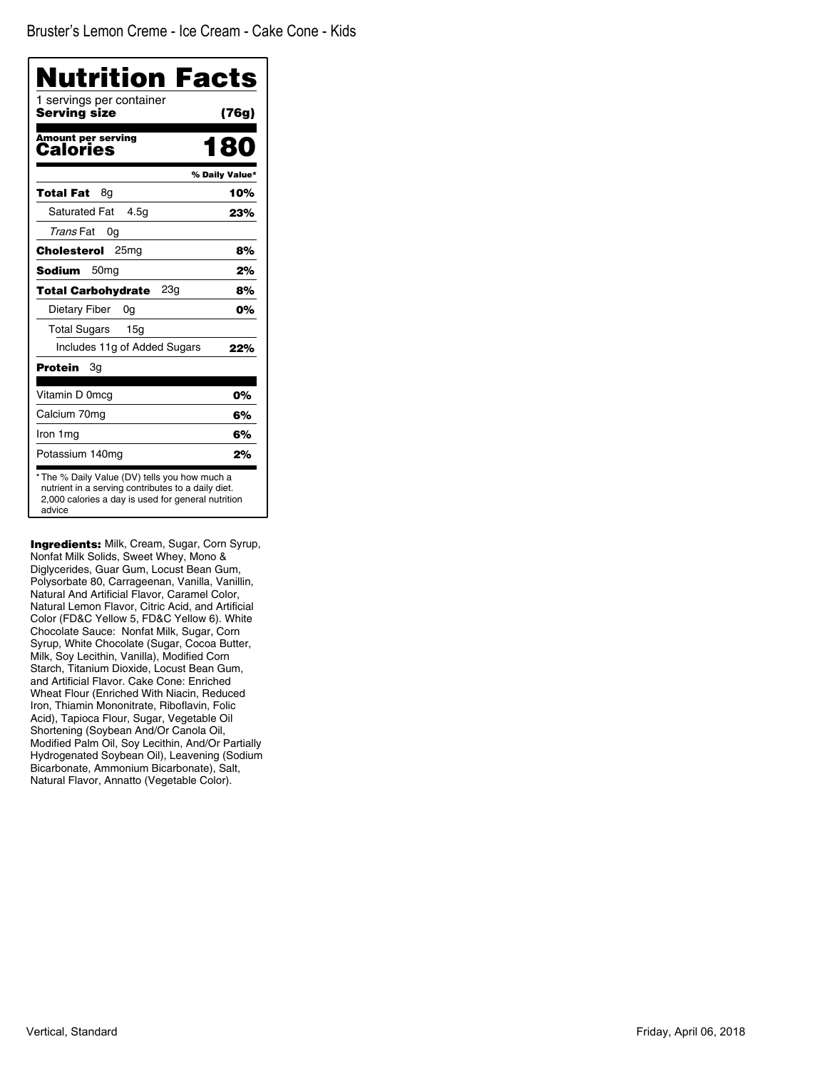Bruster's Lemon Creme - Ice Cream - Cake Cone - Kids

# Nutrition Facts

1 servings per container

**Serving size** **(76g)**

| **Amount per serving** **Calories** | **180** |
|---|---|
| | **% Daily Value*** |
| **Total Fat** 8g | **10%** |
| Saturated Fat 4.5g | **23%** |
| *Trans* Fat 0g | |
| **Cholesterol** 25mg | **8%** |
| **Sodium** 50mg | **2%** |
| **Total Carbohydrate** 23g | **8%** |
| Dietary Fiber 0g | **0%** |
| Total Sugars 15g | |
| Includes 11g of Added Sugars | **22%** |
| **Protein** 3g | |
| Vitamin D 0mcg | **0%** |
| Calcium 70mg | **6%** |
| Iron 1mg | **6%** |
| Potassium 140mg | **2%** |

* The % Daily Value (DV) tells you how much a nutrient in a serving contributes to a daily diet. 2,000 calories a day is used for general nutrition advice

**Ingredients:** Milk, Cream, Sugar, Corn Syrup, Nonfat Milk Solids, Sweet Whey, Mono & Diglycerides, Guar Gum, Locust Bean Gum, Polysorbate 80, Carrageenan, Vanilla, Vanillin, Natural And Artificial Flavor, Caramel Color, Natural Lemon Flavor, Citric Acid, and Artificial Color (FD&C Yellow 5, FD&C Yellow 6). White Chocolate Sauce: Nonfat Milk, Sugar, Corn Syrup, White Chocolate (Sugar, Cocoa Butter, Milk, Soy Lecithin, Vanilla), Modified Corn Starch, Titanium Dioxide, Locust Bean Gum, and Artificial Flavor. Cake Cone: Enriched Wheat Flour (Enriched With Niacin, Reduced Iron, Thiamin Mononitrate, Riboflavin, Folic Acid), Tapioca Flour, Sugar, Vegetable Oil Shortening (Soybean And/Or Canola Oil, Modified Palm Oil, Soy Lecithin, And/Or Partially Hydrogenated Soybean Oil), Leavening (Sodium Bicarbonate, Ammonium Bicarbonate), Salt, Natural Flavor, Annatto (Vegetable Color).

Vertical, Standard

Friday, April 06, 2018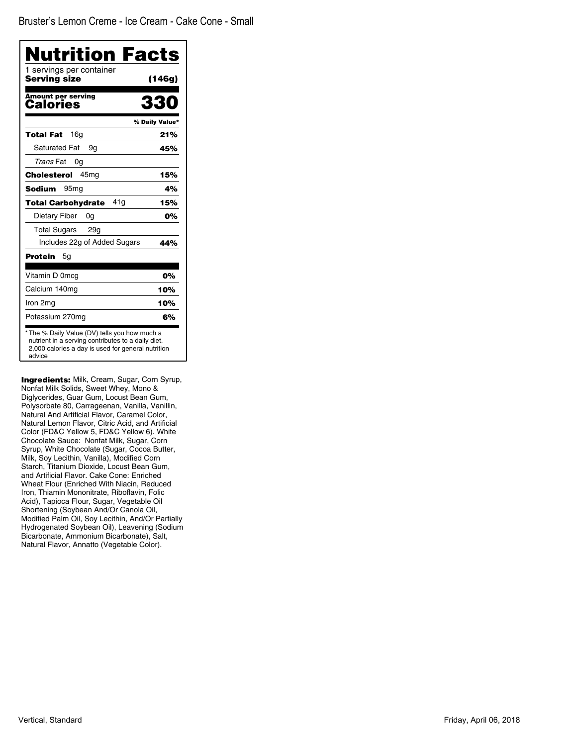Bruster's Lemon Creme - Ice Cream - Cake Cone - Small

# Nutrition Facts

1 servings per container

**Serving size** **(146g)**

**Amount per serving**

**Calories** **330**

| | % Daily Value* |
|---|---|
| **Total Fat** 16g | **21%** |
| Saturated Fat 9g | **45%** |
| *Trans* Fat 0g | |
| **Cholesterol** 45mg | **15%** |
| **Sodium** 95mg | **4%** |
| **Total Carbohydrate** 41g | **15%** |
| Dietary Fiber 0g | **0%** |
| Total Sugars 29g | |
| Includes 22g of Added Sugars | **44%** |
| **Protein** 5g | |
| Vitamin D 0mcg | **0%** |
| Calcium 140mg | **10%** |
| Iron 2mg | **10%** |
| Potassium 270mg | **6%** |

* The % Daily Value (DV) tells you how much a nutrient in a serving contributes to a daily diet. 2,000 calories a day is used for general nutrition advice

**Ingredients:** Milk, Cream, Sugar, Corn Syrup, Nonfat Milk Solids, Sweet Whey, Mono & Diglycerides, Guar Gum, Locust Bean Gum, Polysorbate 80, Carrageenan, Vanilla, Vanillin, Natural And Artificial Flavor, Caramel Color, Natural Lemon Flavor, Citric Acid, and Artificial Color (FD&C Yellow 5, FD&C Yellow 6). White Chocolate Sauce: Nonfat Milk, Sugar, Corn Syrup, White Chocolate (Sugar, Cocoa Butter, Milk, Soy Lecithin, Vanilla), Modified Corn Starch, Titanium Dioxide, Locust Bean Gum, and Artificial Flavor. Cake Cone: Enriched Wheat Flour (Enriched With Niacin, Reduced Iron, Thiamin Mononitrate, Riboflavin, Folic Acid), Tapioca Flour, Sugar, Vegetable Oil Shortening (Soybean And/Or Canola Oil, Modified Palm Oil, Soy Lecithin, And/Or Partially Hydrogenated Soybean Oil), Leavening (Sodium Bicarbonate, Ammonium Bicarbonate), Salt, Natural Flavor, Annatto (Vegetable Color).

Vertical, Standard

Friday, April 06, 2018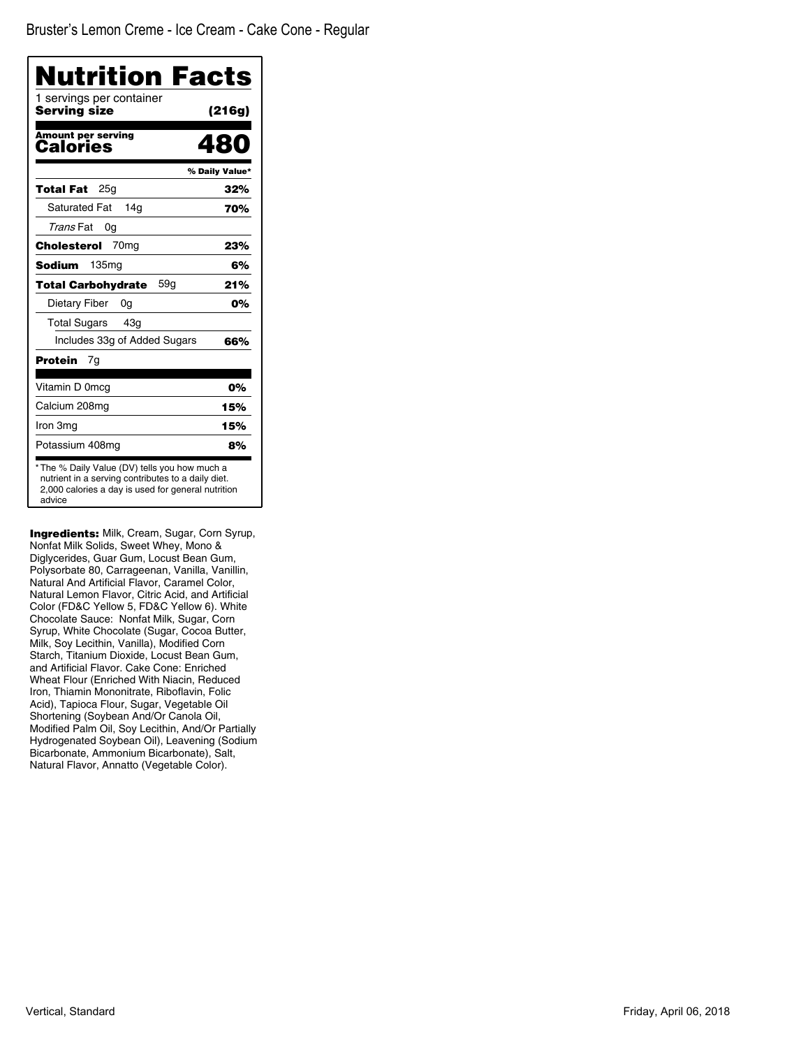Bruster's Lemon Creme - Ice Cream - Cake Cone - Regular

# Nutrition Facts

1 servings per container

**Serving size** **(216g)**

| **Amount per serving Calories** | **480** |
|---|---|
| | **% Daily Value*** |
| **Total Fat** 25g | **32%** |
| Saturated Fat 14g | **70%** |
| *Trans* Fat 0g | |
| **Cholesterol** 70mg | **23%** |
| **Sodium** 135mg | **6%** |
| **Total Carbohydrate** 59g | **21%** |
| Dietary Fiber 0g | **0%** |
| Total Sugars 43g | |
| Includes 33g of Added Sugars | **66%** |
| **Protein** 7g | |
| Vitamin D 0mcg | **0%** |
| Calcium 208mg | **15%** |
| Iron 3mg | **15%** |
| Potassium 408mg | **8%** |

* The % Daily Value (DV) tells you how much a nutrient in a serving contributes to a daily diet. 2,000 calories a day is used for general nutrition advice

**Ingredients:** Milk, Cream, Sugar, Corn Syrup, Nonfat Milk Solids, Sweet Whey, Mono & Diglycerides, Guar Gum, Locust Bean Gum, Polysorbate 80, Carrageenan, Vanilla, Vanillin, Natural And Artificial Flavor, Caramel Color, Natural Lemon Flavor, Citric Acid, and Artificial Color (FD&C Yellow 5, FD&C Yellow 6). White Chocolate Sauce: Nonfat Milk, Sugar, Corn Syrup, White Chocolate (Sugar, Cocoa Butter, Milk, Soy Lecithin, Vanilla), Modified Corn Starch, Titanium Dioxide, Locust Bean Gum, and Artificial Flavor. Cake Cone: Enriched Wheat Flour (Enriched With Niacin, Reduced Iron, Thiamin Mononitrate, Riboflavin, Folic Acid), Tapioca Flour, Sugar, Vegetable Oil Shortening (Soybean And/Or Canola Oil, Modified Palm Oil, Soy Lecithin, And/Or Partially Hydrogenated Soybean Oil), Leavening (Sodium Bicarbonate, Ammonium Bicarbonate), Salt, Natural Flavor, Annatto (Vegetable Color).

Vertical, Standard

Friday, April 06, 2018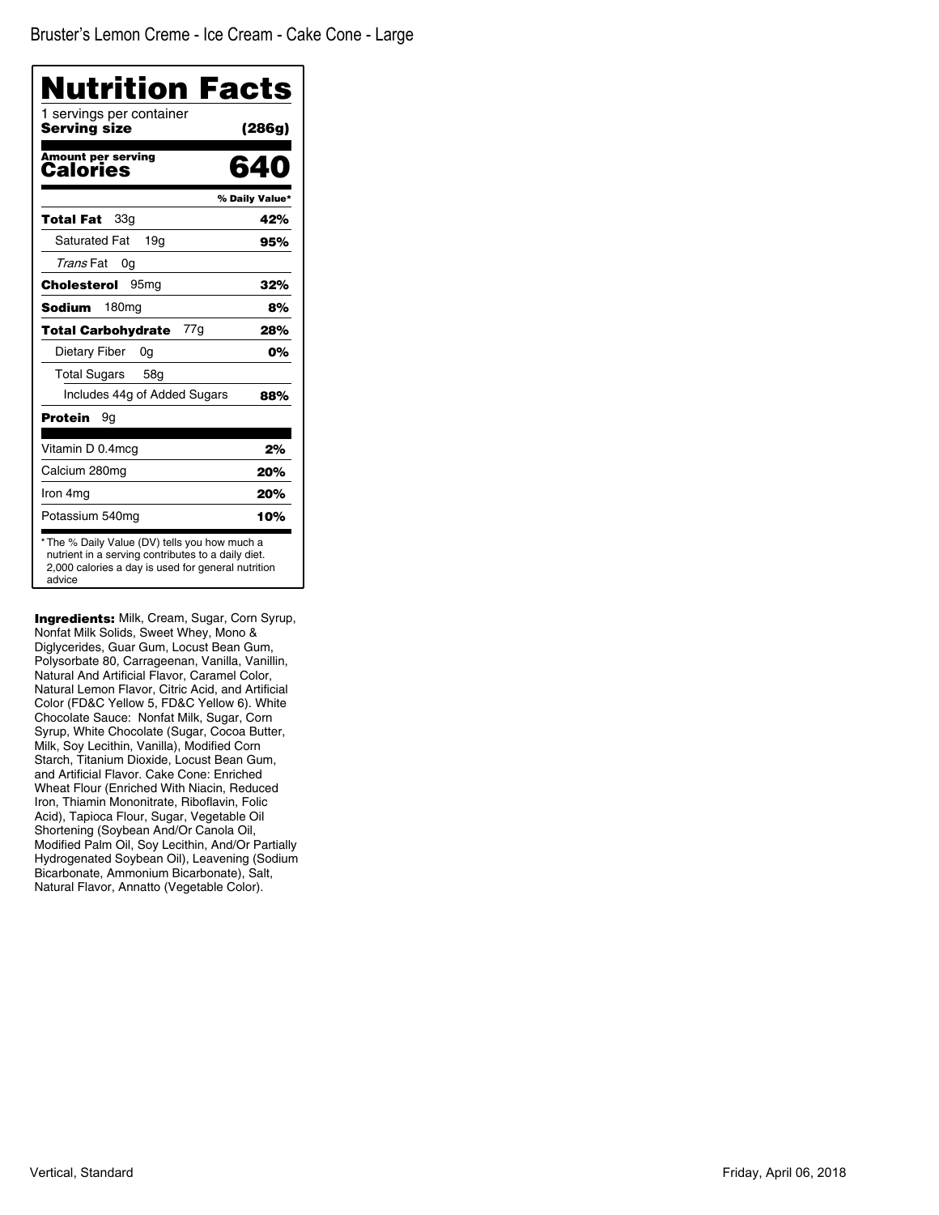Bruster's Lemon Creme - Ice Cream - Cake Cone - Large

# Nutrition Facts

1 servings per container

**Serving size** **(286g)**

**Amount per serving**
**Calories** **640**

| | % Daily Value* |
|---|---|
| **Total Fat** 33g | **42%** |
| Saturated Fat 19g | **95%** |
| *Trans* Fat 0g | |
| **Cholesterol** 95mg | **32%** |
| **Sodium** 180mg | **8%** |
| **Total Carbohydrate** 77g | **28%** |
| Dietary Fiber 0g | **0%** |
| Total Sugars 58g | |
| Includes 44g of Added Sugars | **88%** |
| **Protein** 9g | |
| Vitamin D 0.4mcg | **2%** |
| Calcium 280mg | **20%** |
| Iron 4mg | **20%** |
| Potassium 540mg | **10%** |

* The % Daily Value (DV) tells you how much a nutrient in a serving contributes to a daily diet. 2,000 calories a day is used for general nutrition advice

**Ingredients:** Milk, Cream, Sugar, Corn Syrup, Nonfat Milk Solids, Sweet Whey, Mono & Diglycerides, Guar Gum, Locust Bean Gum, Polysorbate 80, Carrageenan, Vanilla, Vanillin, Natural And Artificial Flavor, Caramel Color, Natural Lemon Flavor, Citric Acid, and Artificial Color (FD&C Yellow 5, FD&C Yellow 6). White Chocolate Sauce: Nonfat Milk, Sugar, Corn Syrup, White Chocolate (Sugar, Cocoa Butter, Milk, Soy Lecithin, Vanilla), Modified Corn Starch, Titanium Dioxide, Locust Bean Gum, and Artificial Flavor. Cake Cone: Enriched Wheat Flour (Enriched With Niacin, Reduced Iron, Thiamin Mononitrate, Riboflavin, Folic Acid), Tapioca Flour, Sugar, Vegetable Oil Shortening (Soybean And/Or Canola Oil, Modified Palm Oil, Soy Lecithin, And/Or Partially Hydrogenated Soybean Oil), Leavening (Sodium Bicarbonate, Ammonium Bicarbonate), Salt, Natural Flavor, Annatto (Vegetable Color).

Vertical, Standard

Friday, April 06, 2018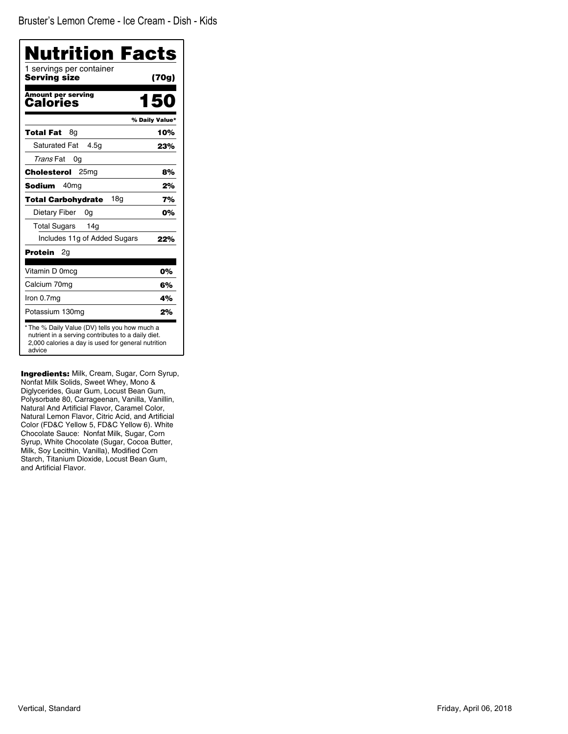Bruster's Lemon Creme - Ice Cream - Dish - Kids

# Nutrition Facts

1 servings per container
**Serving size** **(70g)**

**Amount per serving**
**Calories** **150**

| | % Daily Value* |
|---|---|
| **Total Fat** 8g | **10%** |
| Saturated Fat 4.5g | **23%** |
| *Trans* Fat 0g | |
| **Cholesterol** 25mg | **8%** |
| **Sodium** 40mg | **2%** |
| **Total Carbohydrate** 18g | **7%** |
| Dietary Fiber 0g | **0%** |
| Total Sugars 14g | |
| Includes 11g of Added Sugars | **22%** |
| **Protein** 2g | |
| Vitamin D 0mcg | **0%** |
| Calcium 70mg | **6%** |
| Iron 0.7mg | **4%** |
| Potassium 130mg | **2%** |

* The % Daily Value (DV) tells you how much a nutrient in a serving contributes to a daily diet. 2,000 calories a day is used for general nutrition advice

**Ingredients:** Milk, Cream, Sugar, Corn Syrup, Nonfat Milk Solids, Sweet Whey, Mono & Diglycerides, Guar Gum, Locust Bean Gum, Polysorbate 80, Carrageenan, Vanilla, Vanillin, Natural And Artificial Flavor, Caramel Color, Natural Lemon Flavor, Citric Acid, and Artificial Color (FD&C Yellow 5, FD&C Yellow 6). White Chocolate Sauce: Nonfat Milk, Sugar, Corn Syrup, White Chocolate (Sugar, Cocoa Butter, Milk, Soy Lecithin, Vanilla), Modified Corn Starch, Titanium Dioxide, Locust Bean Gum, and Artificial Flavor.

Vertical, Standard

Friday, April 06, 2018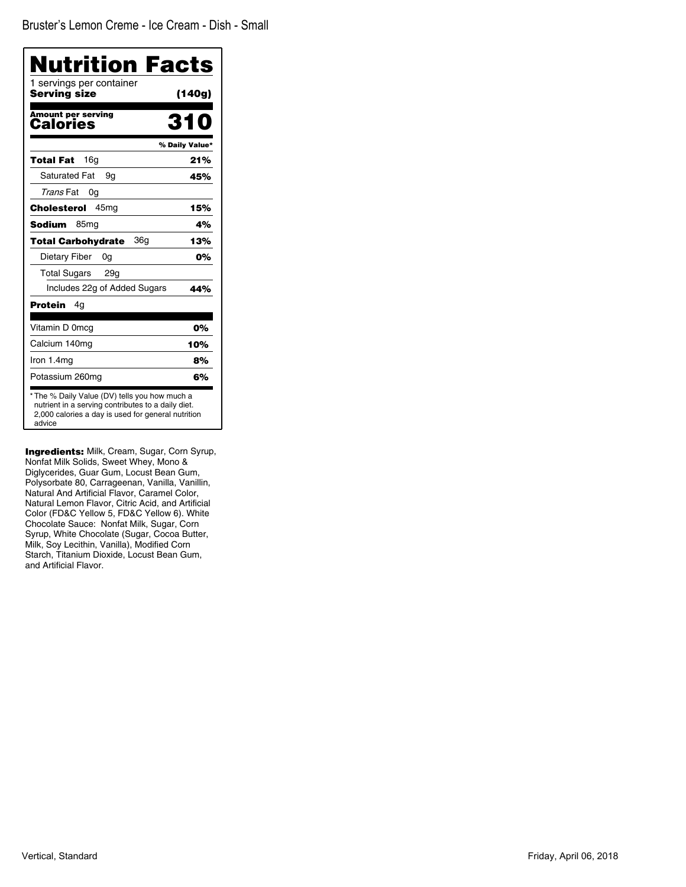Bruster's Lemon Creme - Ice Cream - Dish - Small

# Nutrition Facts

1 servings per container

**Serving size** **(140g)**

**Amount per serving**

**Calories** **310**

| | % Daily Value* |
|---|---|
| **Total Fat** 16g | **21%** |
| Saturated Fat 9g | **45%** |
| *Trans* Fat 0g | |
| **Cholesterol** 45mg | **15%** |
| **Sodium** 85mg | **4%** |
| **Total Carbohydrate** 36g | **13%** |
| Dietary Fiber 0g | **0%** |
| Total Sugars 29g | |
| Includes 22g of Added Sugars | **44%** |
| **Protein** 4g | |
| Vitamin D 0mcg | **0%** |
| Calcium 140mg | **10%** |
| Iron 1.4mg | **8%** |
| Potassium 260mg | **6%** |

* The % Daily Value (DV) tells you how much a nutrient in a serving contributes to a daily diet. 2,000 calories a day is used for general nutrition advice

**Ingredients:** Milk, Cream, Sugar, Corn Syrup, Nonfat Milk Solids, Sweet Whey, Mono & Diglycerides, Guar Gum, Locust Bean Gum, Polysorbate 80, Carrageenan, Vanilla, Vanillin, Natural And Artificial Flavor, Caramel Color, Natural Lemon Flavor, Citric Acid, and Artificial Color (FD&C Yellow 5, FD&C Yellow 6). White Chocolate Sauce: Nonfat Milk, Sugar, Corn Syrup, White Chocolate (Sugar, Cocoa Butter, Milk, Soy Lecithin, Vanilla), Modified Corn Starch, Titanium Dioxide, Locust Bean Gum, and Artificial Flavor.

Vertical, Standard

Friday, April 06, 2018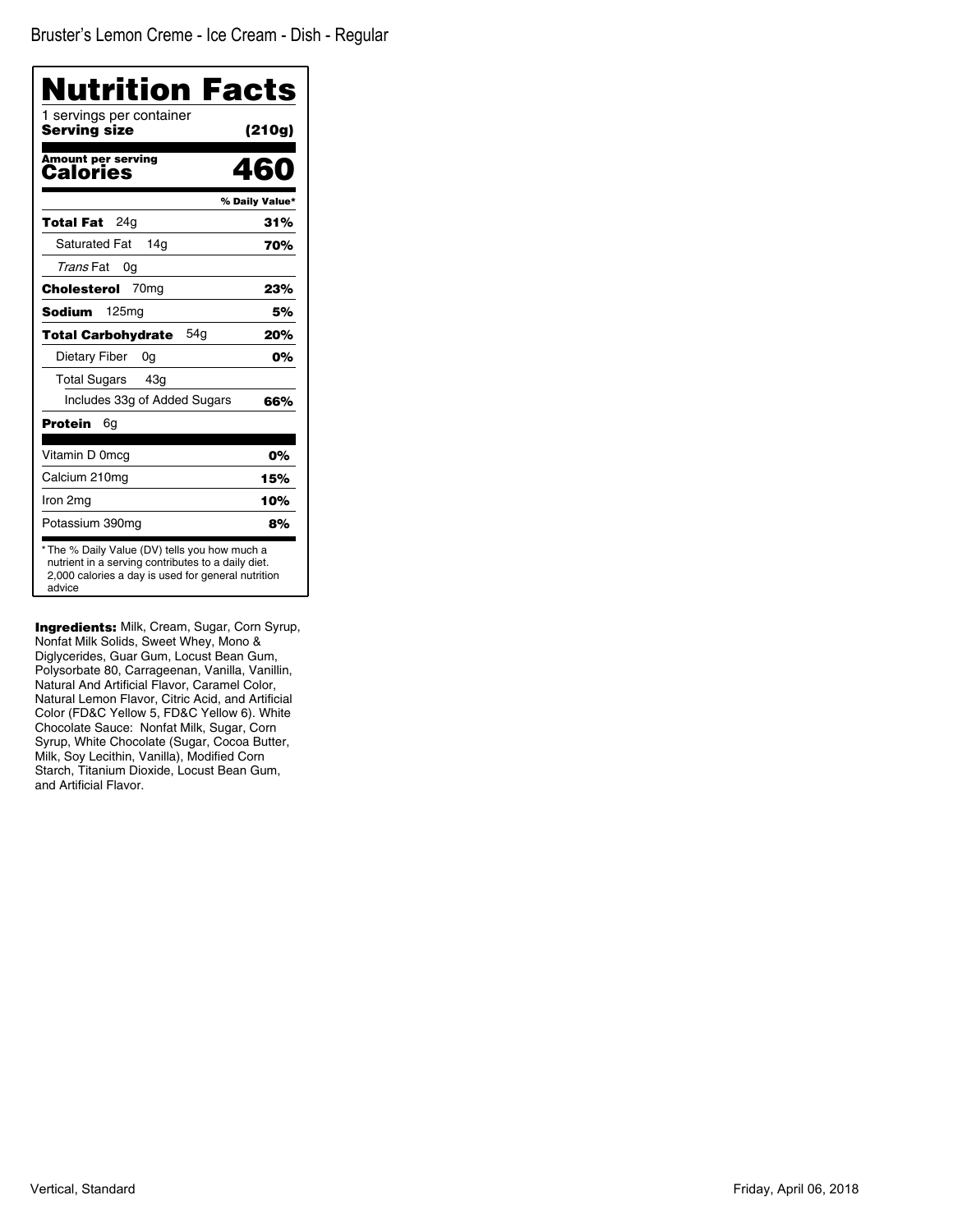Bruster's Lemon Creme - Ice Cream - Dish - Regular

# Nutrition Facts

1 servings per container

**Serving size** **(210g)**

**Amount per serving**

**Calories** **460**

| | % Daily Value* |
|---|---|
| **Total Fat** 24g | **31%** |
| Saturated Fat 14g | **70%** |
| *Trans* Fat 0g | |
| **Cholesterol** 70mg | **23%** |
| **Sodium** 125mg | **5%** |
| **Total Carbohydrate** 54g | **20%** |
| Dietary Fiber 0g | **0%** |
| Total Sugars 43g | |
| Includes 33g of Added Sugars | **66%** |
| **Protein** 6g | |
| Vitamin D 0mcg | **0%** |
| Calcium 210mg | **15%** |
| Iron 2mg | **10%** |
| Potassium 390mg | **8%** |

* The % Daily Value (DV) tells you how much a nutrient in a serving contributes to a daily diet. 2,000 calories a day is used for general nutrition advice

**Ingredients:** Milk, Cream, Sugar, Corn Syrup, Nonfat Milk Solids, Sweet Whey, Mono & Diglycerides, Guar Gum, Locust Bean Gum, Polysorbate 80, Carrageenan, Vanilla, Vanillin, Natural And Artificial Flavor, Caramel Color, Natural Lemon Flavor, Citric Acid, and Artificial Color (FD&C Yellow 5, FD&C Yellow 6). White Chocolate Sauce: Nonfat Milk, Sugar, Corn Syrup, White Chocolate (Sugar, Cocoa Butter, Milk, Soy Lecithin, Vanilla), Modified Corn Starch, Titanium Dioxide, Locust Bean Gum, and Artificial Flavor.

Vertical, Standard

Friday, April 06, 2018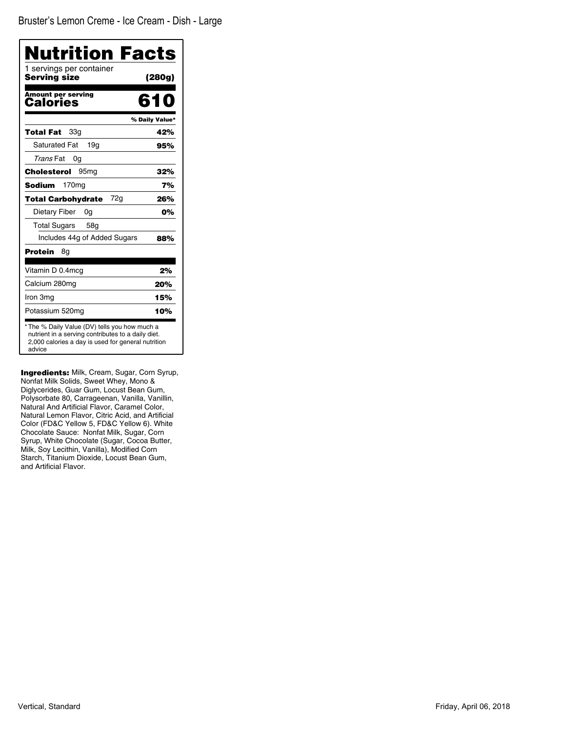Bruster's Lemon Creme - Ice Cream - Dish - Large

# Nutrition Facts

1 servings per container

**Serving size** **(280g)**

**Amount per serving**

**Calories** **610**

| | % Daily Value* |
|---|---|
| **Total Fat** 33g | **42%** |
| Saturated Fat 19g | **95%** |
| *Trans* Fat 0g | |
| **Cholesterol** 95mg | **32%** |
| **Sodium** 170mg | **7%** |
| **Total Carbohydrate** 72g | **26%** |
| Dietary Fiber 0g | **0%** |
| Total Sugars 58g | |
| Includes 44g of Added Sugars | **88%** |
| **Protein** 8g | |
| Vitamin D 0.4mcg | **2%** |
| Calcium 280mg | **20%** |
| Iron 3mg | **15%** |
| Potassium 520mg | **10%** |

* The % Daily Value (DV) tells you how much a nutrient in a serving contributes to a daily diet. 2,000 calories a day is used for general nutrition advice

**Ingredients:** Milk, Cream, Sugar, Corn Syrup, Nonfat Milk Solids, Sweet Whey, Mono & Diglycerides, Guar Gum, Locust Bean Gum, Polysorbate 80, Carrageenan, Vanilla, Vanillin, Natural And Artificial Flavor, Caramel Color, Natural Lemon Flavor, Citric Acid, and Artificial Color (FD&C Yellow 5, FD&C Yellow 6). White Chocolate Sauce: Nonfat Milk, Sugar, Corn Syrup, White Chocolate (Sugar, Cocoa Butter, Milk, Soy Lecithin, Vanilla), Modified Corn Starch, Titanium Dioxide, Locust Bean Gum, and Artificial Flavor.

Vertical, Standard

Friday, April 06, 2018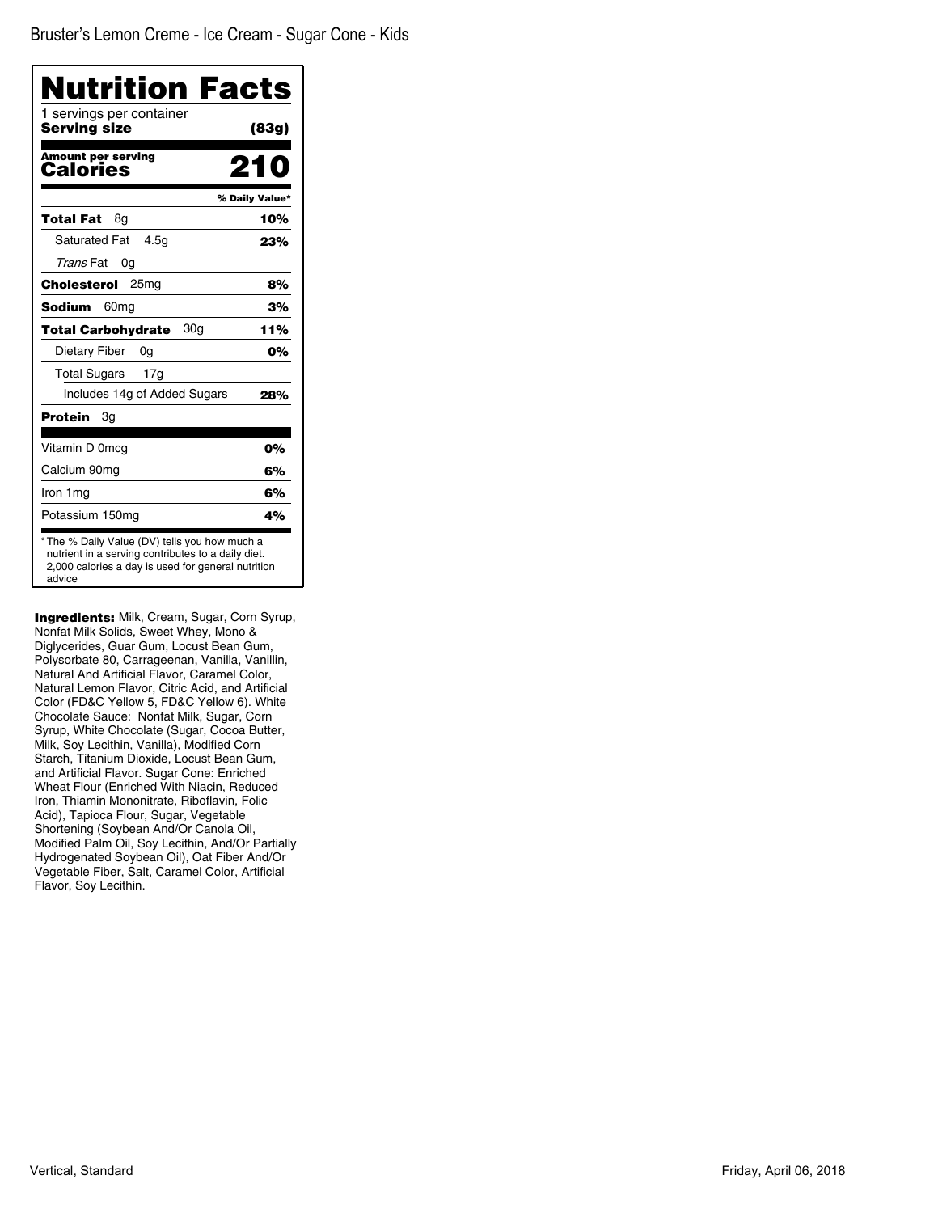Bruster's Lemon Creme - Ice Cream - Sugar Cone - Kids

# Nutrition Facts

1 servings per container
**Serving size** **(83g)**

**Amount per serving**
**Calories** **210**

| | % Daily Value* |
|---|---|
| **Total Fat** 8g | **10%** |
| Saturated Fat 4.5g | **23%** |
| *Trans* Fat 0g | |
| **Cholesterol** 25mg | **8%** |
| **Sodium** 60mg | **3%** |
| **Total Carbohydrate** 30g | **11%** |
| Dietary Fiber 0g | **0%** |
| Total Sugars 17g | |
| Includes 14g of Added Sugars | **28%** |
| **Protein** 3g | |
| Vitamin D 0mcg | **0%** |
| Calcium 90mg | **6%** |
| Iron 1mg | **6%** |
| Potassium 150mg | **4%** |

* The % Daily Value (DV) tells you how much a nutrient in a serving contributes to a daily diet. 2,000 calories a day is used for general nutrition advice

**Ingredients:** Milk, Cream, Sugar, Corn Syrup, Nonfat Milk Solids, Sweet Whey, Mono & Diglycerides, Guar Gum, Locust Bean Gum, Polysorbate 80, Carrageenan, Vanilla, Vanillin, Natural And Artificial Flavor, Caramel Color, Natural Lemon Flavor, Citric Acid, and Artificial Color (FD&C Yellow 5, FD&C Yellow 6). White Chocolate Sauce: Nonfat Milk, Sugar, Corn Syrup, White Chocolate (Sugar, Cocoa Butter, Milk, Soy Lecithin, Vanilla), Modified Corn Starch, Titanium Dioxide, Locust Bean Gum, and Artificial Flavor. Sugar Cone: Enriched Wheat Flour (Enriched With Niacin, Reduced Iron, Thiamin Mononitrate, Riboflavin, Folic Acid), Tapioca Flour, Sugar, Vegetable Shortening (Soybean And/Or Canola Oil, Modified Palm Oil, Soy Lecithin, And/Or Partially Hydrogenated Soybean Oil), Oat Fiber And/Or Vegetable Fiber, Salt, Caramel Color, Artificial Flavor, Soy Lecithin.

Vertical, Standard

Friday, April 06, 2018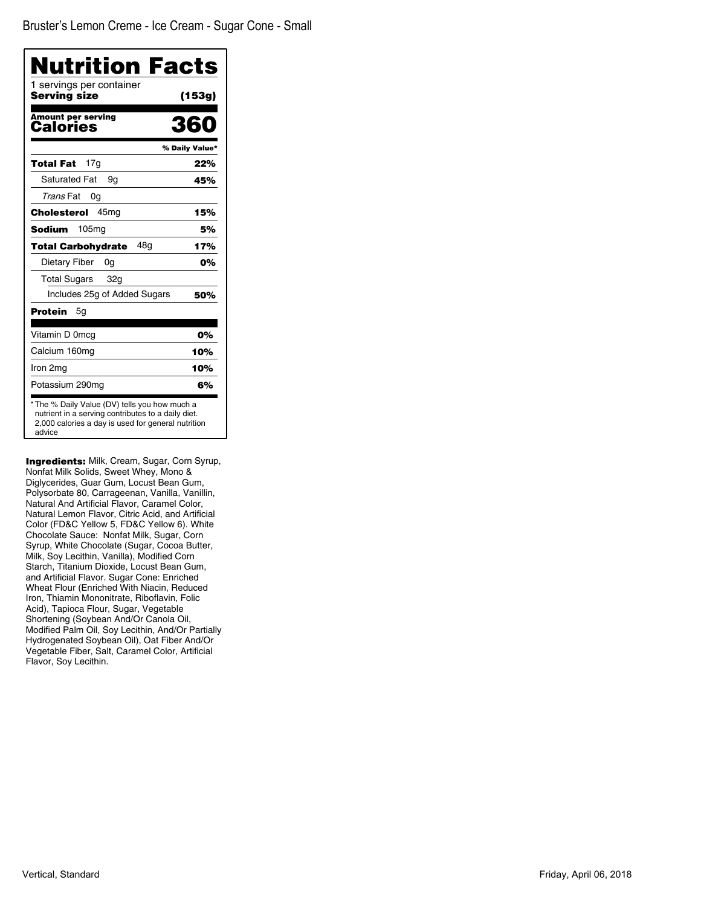# Bruster's Lemon Creme - Ice Cream - Sugar Cone - Small

## Nutrition Facts

1 servings per container

**Serving size** **(153g)**

**Amount per serving**

**Calories** **360**

| | % Daily Value* |
|---|---|
| **Total Fat** 17g | **22%** |
| Saturated Fat 9g | **45%** |
| *Trans* Fat 0g | |
| **Cholesterol** 45mg | **15%** |
| **Sodium** 105mg | **5%** |
| **Total Carbohydrate** 48g | **17%** |
| Dietary Fiber 0g | **0%** |
| Total Sugars 32g | |
| Includes 25g of Added Sugars | **50%** |
| **Protein** 5g | |
| Vitamin D 0mcg | **0%** |
| Calcium 160mg | **10%** |
| Iron 2mg | **10%** |
| Potassium 290mg | **6%** |

\* The % Daily Value (DV) tells you how much a nutrient in a serving contributes to a daily diet. 2,000 calories a day is used for general nutrition advice

**Ingredients:** Milk, Cream, Sugar, Corn Syrup, Nonfat Milk Solids, Sweet Whey, Mono & Diglycerides, Guar Gum, Locust Bean Gum, Polysorbate 80, Carrageenan, Vanilla, Vanillin, Natural And Artificial Flavor, Caramel Color, Natural Lemon Flavor, Citric Acid, and Artificial Color (FD&C Yellow 5, FD&C Yellow 6). White Chocolate Sauce: Nonfat Milk, Sugar, Corn Syrup, White Chocolate (Sugar, Cocoa Butter, Milk, Soy Lecithin, Vanilla), Modified Corn Starch, Titanium Dioxide, Locust Bean Gum, and Artificial Flavor. Sugar Cone: Enriched Wheat Flour (Enriched With Niacin, Reduced Iron, Thiamin Mononitrate, Riboflavin, Folic Acid), Tapioca Flour, Sugar, Vegetable Shortening (Soybean And/Or Canola Oil, Modified Palm Oil, Soy Lecithin, And/Or Partially Hydrogenated Soybean Oil), Oat Fiber And/Or Vegetable Fiber, Salt, Caramel Color, Artificial Flavor, Soy Lecithin.

Vertical, Standard

Friday, April 06, 2018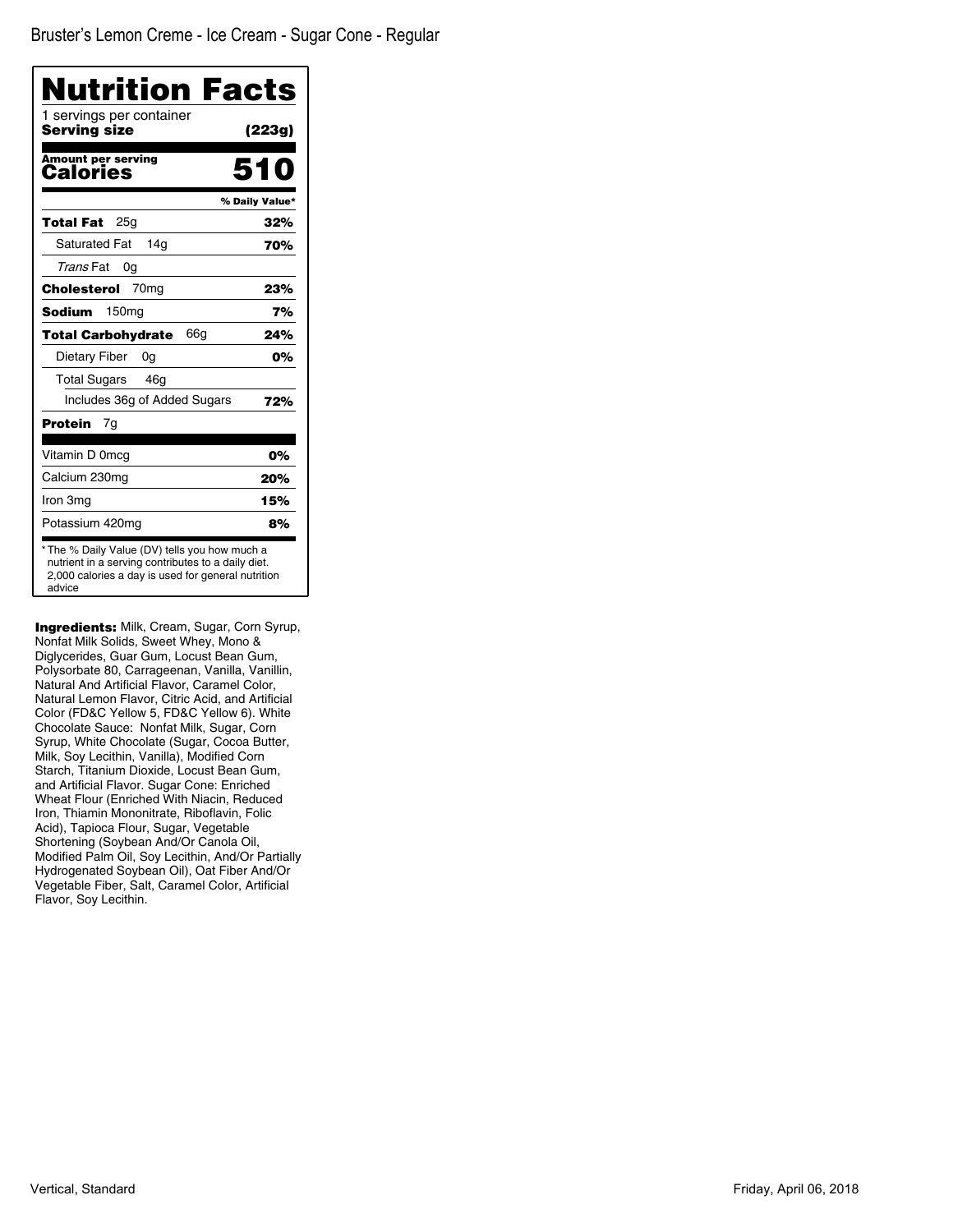Bruster's Lemon Creme - Ice Cream - Sugar Cone - Regular

# Nutrition Facts

1 servings per container
**Serving size** **(223g)**

**Amount per serving**
**Calories** **510**

| | % Daily Value* |
|---|---|
| **Total Fat** 25g | **32%** |
| Saturated Fat 14g | **70%** |
| *Trans* Fat 0g | |
| **Cholesterol** 70mg | **23%** |
| **Sodium** 150mg | **7%** |
| **Total Carbohydrate** 66g | **24%** |
| Dietary Fiber 0g | **0%** |
| Total Sugars 46g | |
| Includes 36g of Added Sugars | **72%** |
| **Protein** 7g | |
| Vitamin D 0mcg | **0%** |
| Calcium 230mg | **20%** |
| Iron 3mg | **15%** |
| Potassium 420mg | **8%** |

* The % Daily Value (DV) tells you how much a nutrient in a serving contributes to a daily diet. 2,000 calories a day is used for general nutrition advice

**Ingredients:** Milk, Cream, Sugar, Corn Syrup, Nonfat Milk Solids, Sweet Whey, Mono & Diglycerides, Guar Gum, Locust Bean Gum, Polysorbate 80, Carrageenan, Vanilla, Vanillin, Natural And Artificial Flavor, Caramel Color, Natural Lemon Flavor, Citric Acid, and Artificial Color (FD&C Yellow 5, FD&C Yellow 6). White Chocolate Sauce: Nonfat Milk, Sugar, Corn Syrup, White Chocolate (Sugar, Cocoa Butter, Milk, Soy Lecithin, Vanilla), Modified Corn Starch, Titanium Dioxide, Locust Bean Gum, and Artificial Flavor. Sugar Cone: Enriched Wheat Flour (Enriched With Niacin, Reduced Iron, Thiamin Mononitrate, Riboflavin, Folic Acid), Tapioca Flour, Sugar, Vegetable Shortening (Soybean And/Or Canola Oil, Modified Palm Oil, Soy Lecithin, And/Or Partially Hydrogenated Soybean Oil), Oat Fiber And/Or Vegetable Fiber, Salt, Caramel Color, Artificial Flavor, Soy Lecithin.

Vertical, Standard

Friday, April 06, 2018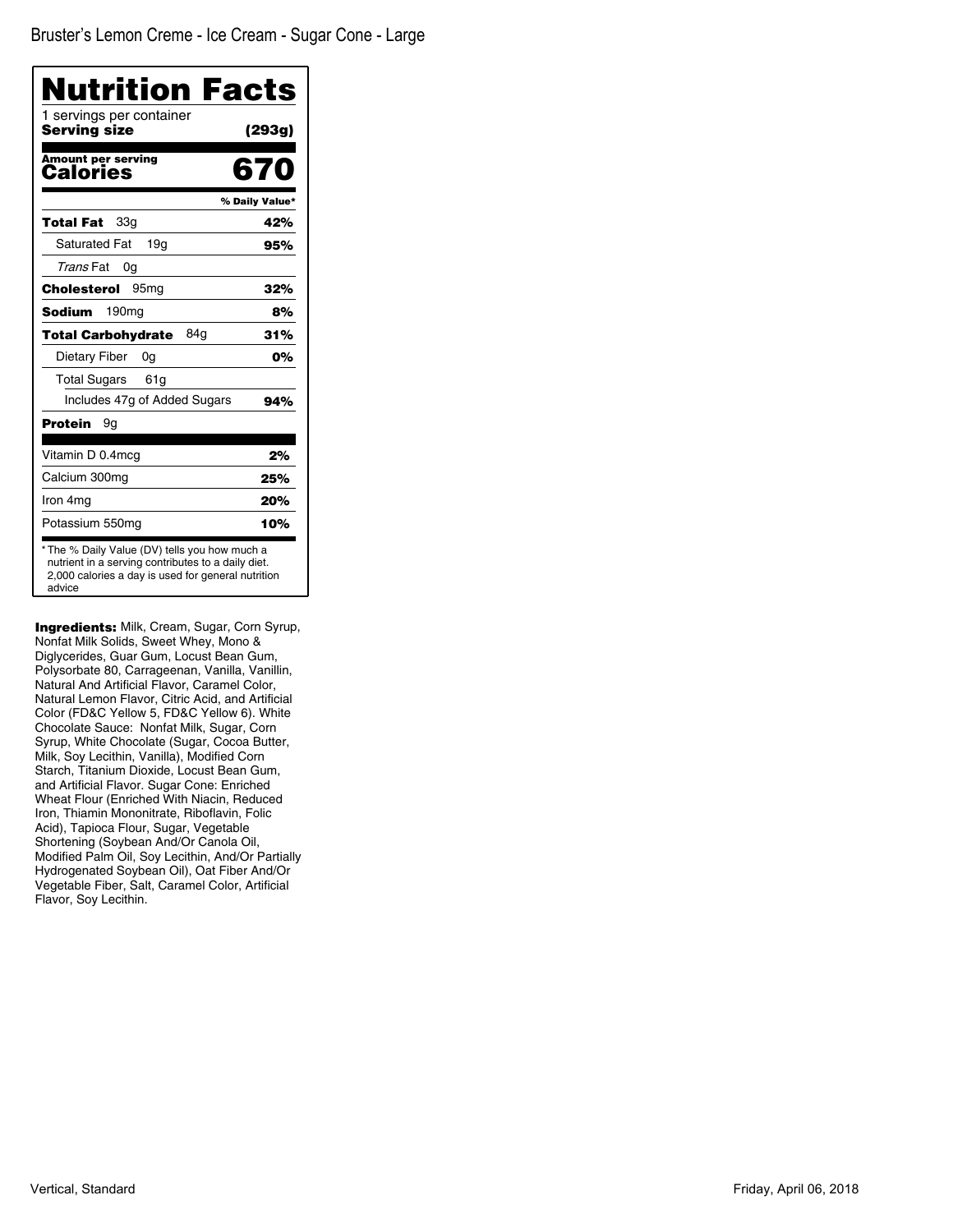Bruster’s Lemon Creme - Ice Cream - Sugar Cone - Large

# Nutrition Facts

1 servings per container

**Serving size** **(293g)**

**Amount per serving**
**Calories** **670**

| | % Daily Value* |
|---|---|
| **Total Fat** 33g | **42%** |
| Saturated Fat 19g | **95%** |
| *Trans* Fat 0g | |
| **Cholesterol** 95mg | **32%** |
| **Sodium** 190mg | **8%** |
| **Total Carbohydrate** 84g | **31%** |
| Dietary Fiber 0g | **0%** |
| Total Sugars 61g | |
| Includes 47g of Added Sugars | **94%** |
| **Protein** 9g | |
| Vitamin D 0.4mcg | **2%** |
| Calcium 300mg | **25%** |
| Iron 4mg | **20%** |
| Potassium 550mg | **10%** |

* The % Daily Value (DV) tells you how much a nutrient in a serving contributes to a daily diet. 2,000 calories a day is used for general nutrition advice

**Ingredients:** Milk, Cream, Sugar, Corn Syrup, Nonfat Milk Solids, Sweet Whey, Mono & Diglycerides, Guar Gum, Locust Bean Gum, Polysorbate 80, Carrageenan, Vanilla, Vanillin, Natural And Artificial Flavor, Caramel Color, Natural Lemon Flavor, Citric Acid, and Artificial Color (FD&C Yellow 5, FD&C Yellow 6). White Chocolate Sauce: Nonfat Milk, Sugar, Corn Syrup, White Chocolate (Sugar, Cocoa Butter, Milk, Soy Lecithin, Vanilla), Modified Corn Starch, Titanium Dioxide, Locust Bean Gum, and Artificial Flavor. Sugar Cone: Enriched Wheat Flour (Enriched With Niacin, Reduced Iron, Thiamin Mononitrate, Riboflavin, Folic Acid), Tapioca Flour, Sugar, Vegetable Shortening (Soybean And/Or Canola Oil, Modified Palm Oil, Soy Lecithin, And/Or Partially Hydrogenated Soybean Oil), Oat Fiber And/Or Vegetable Fiber, Salt, Caramel Color, Artificial Flavor, Soy Lecithin.

Vertical, Standard

Friday, April 06, 2018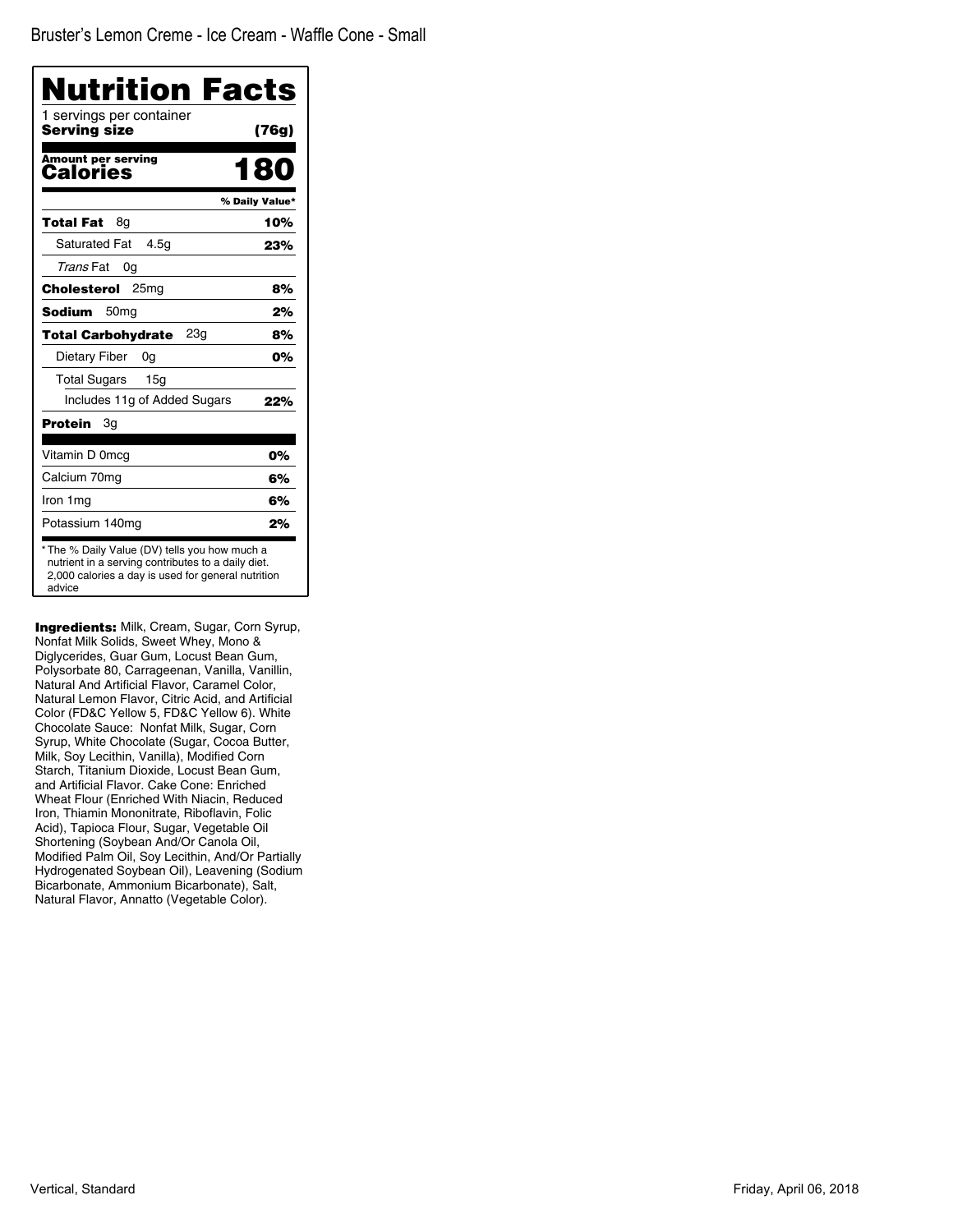Bruster's Lemon Creme - Ice Cream - Waffle Cone - Small

# Nutrition Facts

1 servings per container

**Serving size** **(76g)**

**Amount per serving**

**Calories** **180**

| | % Daily Value* |
|---|---|
| **Total Fat** 8g | **10%** |
| Saturated Fat 4.5g | **23%** |
| *Trans* Fat 0g | |
| **Cholesterol** 25mg | **8%** |
| **Sodium** 50mg | **2%** |
| **Total Carbohydrate** 23g | **8%** |
| Dietary Fiber 0g | **0%** |
| Total Sugars 15g | |
| Includes 11g of Added Sugars | **22%** |
| **Protein** 3g | |
| Vitamin D 0mcg | **0%** |
| Calcium 70mg | **6%** |
| Iron 1mg | **6%** |
| Potassium 140mg | **2%** |

* The % Daily Value (DV) tells you how much a nutrient in a serving contributes to a daily diet. 2,000 calories a day is used for general nutrition advice

**Ingredients:** Milk, Cream, Sugar, Corn Syrup, Nonfat Milk Solids, Sweet Whey, Mono & Diglycerides, Guar Gum, Locust Bean Gum, Polysorbate 80, Carrageenan, Vanilla, Vanillin, Natural And Artificial Flavor, Caramel Color, Natural Lemon Flavor, Citric Acid, and Artificial Color (FD&C Yellow 5, FD&C Yellow 6). White Chocolate Sauce: Nonfat Milk, Sugar, Corn Syrup, White Chocolate (Sugar, Cocoa Butter, Milk, Soy Lecithin, Vanilla), Modified Corn Starch, Titanium Dioxide, Locust Bean Gum, and Artificial Flavor. Cake Cone: Enriched Wheat Flour (Enriched With Niacin, Reduced Iron, Thiamin Mononitrate, Riboflavin, Folic Acid), Tapioca Flour, Sugar, Vegetable Oil Shortening (Soybean And/Or Canola Oil, Modified Palm Oil, Soy Lecithin, And/Or Partially Hydrogenated Soybean Oil), Leavening (Sodium Bicarbonate, Ammonium Bicarbonate), Salt, Natural Flavor, Annatto (Vegetable Color).

Vertical, Standard

Friday, April 06, 2018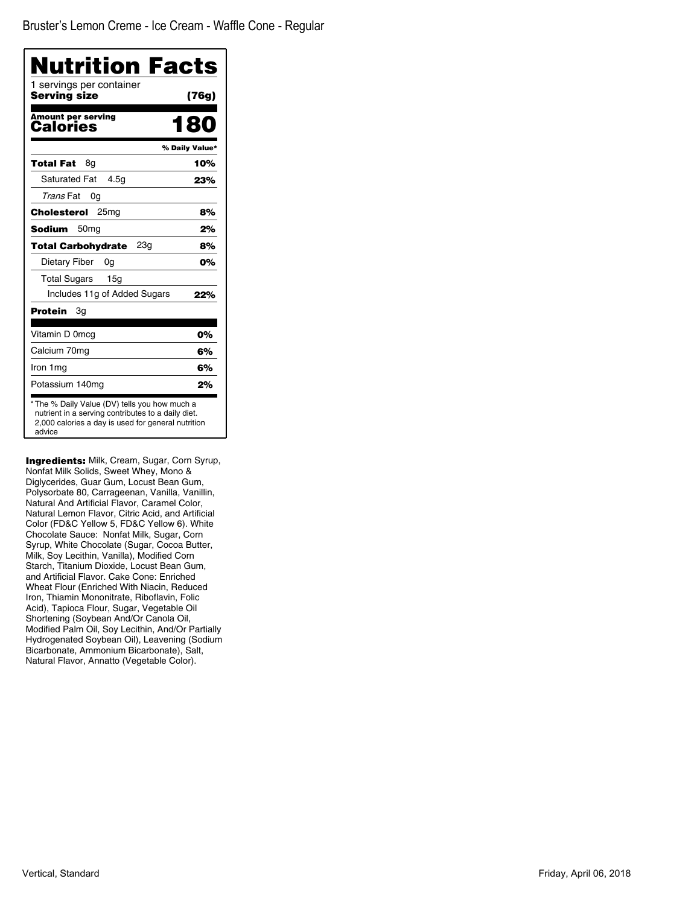Bruster's Lemon Creme - Ice Cream - Waffle Cone - Regular

# Nutrition Facts

1 servings per container

**Serving size** **(76g)**

**Amount per serving**
**Calories** **180**

| | % Daily Value* |
|---|---|
| **Total Fat** 8g | **10%** |
| Saturated Fat 4.5g | **23%** |
| *Trans* Fat 0g | |
| **Cholesterol** 25mg | **8%** |
| **Sodium** 50mg | **2%** |
| **Total Carbohydrate** 23g | **8%** |
| Dietary Fiber 0g | **0%** |
| Total Sugars 15g | |
| Includes 11g of Added Sugars | **22%** |
| **Protein** 3g | |
| Vitamin D 0mcg | **0%** |
| Calcium 70mg | **6%** |
| Iron 1mg | **6%** |
| Potassium 140mg | **2%** |

* The % Daily Value (DV) tells you how much a nutrient in a serving contributes to a daily diet. 2,000 calories a day is used for general nutrition advice

**Ingredients:** Milk, Cream, Sugar, Corn Syrup, Nonfat Milk Solids, Sweet Whey, Mono & Diglycerides, Guar Gum, Locust Bean Gum, Polysorbate 80, Carrageenan, Vanilla, Vanillin, Natural And Artificial Flavor, Caramel Color, Natural Lemon Flavor, Citric Acid, and Artificial Color (FD&C Yellow 5, FD&C Yellow 6). White Chocolate Sauce: Nonfat Milk, Sugar, Corn Syrup, White Chocolate (Sugar, Cocoa Butter, Milk, Soy Lecithin, Vanilla), Modified Corn Starch, Titanium Dioxide, Locust Bean Gum, and Artificial Flavor. Cake Cone: Enriched Wheat Flour (Enriched With Niacin, Reduced Iron, Thiamin Mononitrate, Riboflavin, Folic Acid), Tapioca Flour, Sugar, Vegetable Oil Shortening (Soybean And/Or Canola Oil, Modified Palm Oil, Soy Lecithin, And/Or Partially Hydrogenated Soybean Oil), Leavening (Sodium Bicarbonate, Ammonium Bicarbonate), Salt, Natural Flavor, Annatto (Vegetable Color).

Vertical, Standard

Friday, April 06, 2018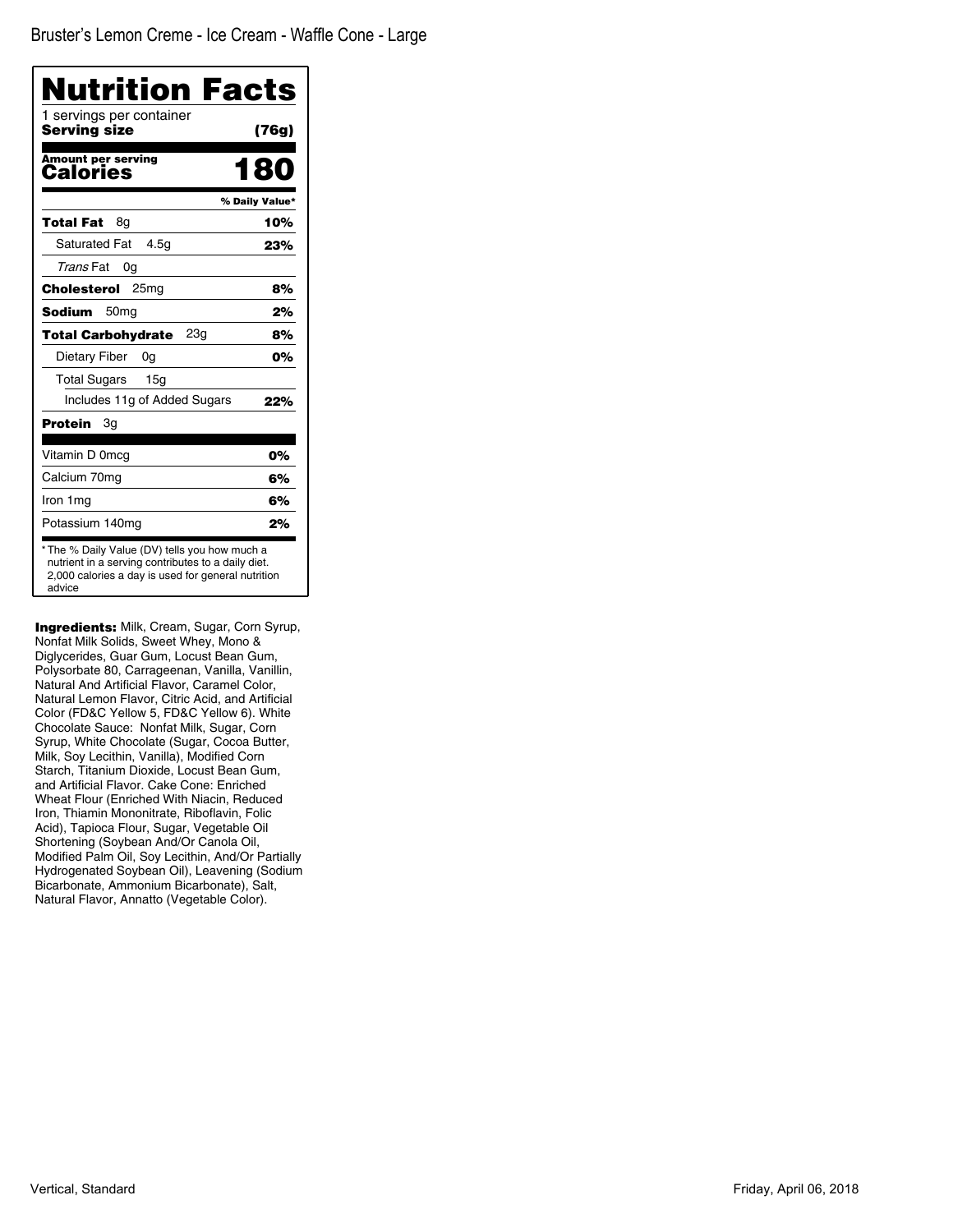Bruster's Lemon Creme - Ice Cream - Waffle Cone - Large

# Nutrition Facts

1 servings per container
**Serving size** **(76g)**

**Amount per serving**
**Calories** **180**

| | % Daily Value* |
|---|---|
| **Total Fat** 8g | **10%** |
| Saturated Fat 4.5g | **23%** |
| *Trans* Fat 0g | |
| **Cholesterol** 25mg | **8%** |
| **Sodium** 50mg | **2%** |
| **Total Carbohydrate** 23g | **8%** |
| Dietary Fiber 0g | **0%** |
| Total Sugars 15g | |
| Includes 11g of Added Sugars | **22%** |
| **Protein** 3g | |
| Vitamin D 0mcg | **0%** |
| Calcium 70mg | **6%** |
| Iron 1mg | **6%** |
| Potassium 140mg | **2%** |

* The % Daily Value (DV) tells you how much a nutrient in a serving contributes to a daily diet. 2,000 calories a day is used for general nutrition advice

**Ingredients:** Milk, Cream, Sugar, Corn Syrup, Nonfat Milk Solids, Sweet Whey, Mono & Diglycerides, Guar Gum, Locust Bean Gum, Polysorbate 80, Carrageenan, Vanilla, Vanillin, Natural And Artificial Flavor, Caramel Color, Natural Lemon Flavor, Citric Acid, and Artificial Color (FD&C Yellow 5, FD&C Yellow 6). White Chocolate Sauce: Nonfat Milk, Sugar, Corn Syrup, White Chocolate (Sugar, Cocoa Butter, Milk, Soy Lecithin, Vanilla), Modified Corn Starch, Titanium Dioxide, Locust Bean Gum, and Artificial Flavor. Cake Cone: Enriched Wheat Flour (Enriched With Niacin, Reduced Iron, Thiamin Mononitrate, Riboflavin, Folic Acid), Tapioca Flour, Sugar, Vegetable Oil Shortening (Soybean And/Or Canola Oil, Modified Palm Oil, Soy Lecithin, And/Or Partially Hydrogenated Soybean Oil), Leavening (Sodium Bicarbonate, Ammonium Bicarbonate), Salt, Natural Flavor, Annatto (Vegetable Color).

Vertical, Standard

Friday, April 06, 2018